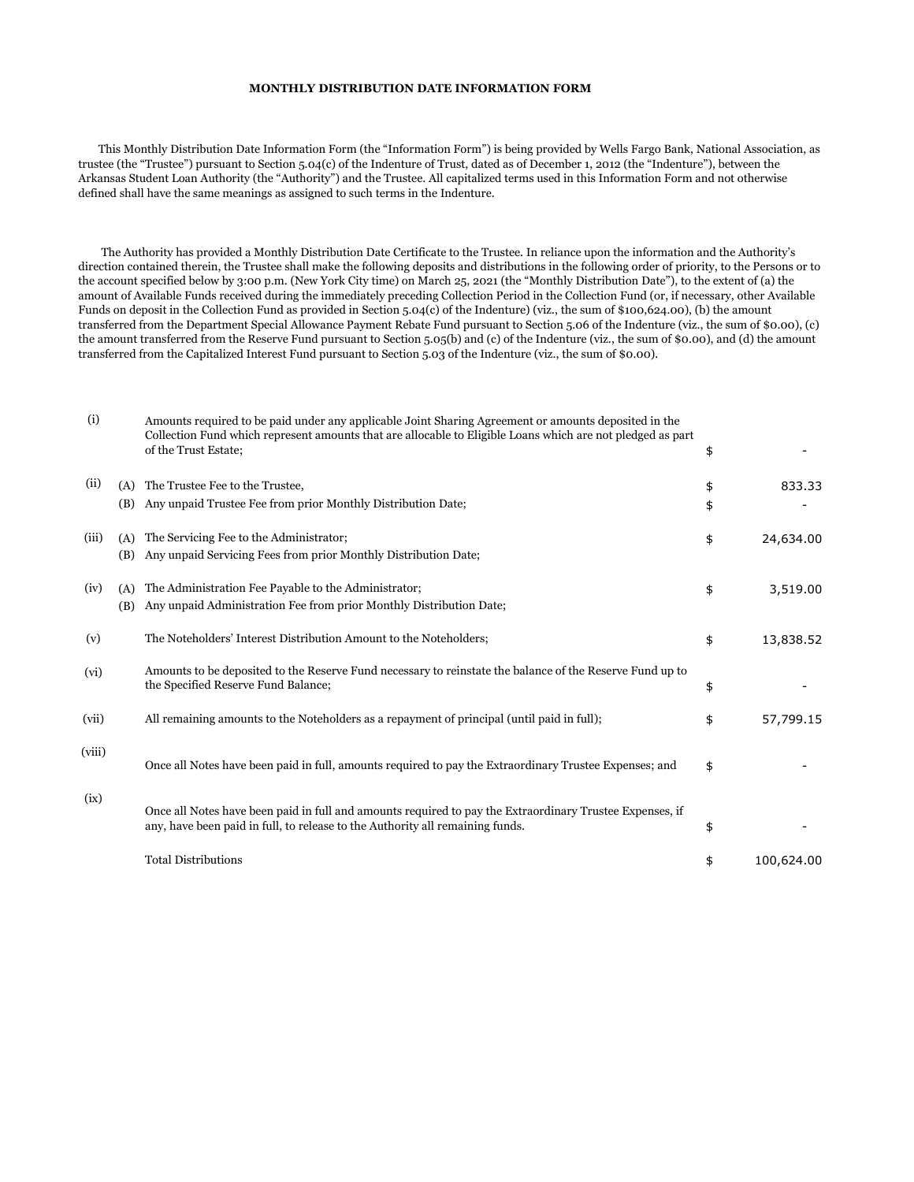**MONTHLY DISTRIBUTION DATE INFORMATION FORM**

This Monthly Distribution Date Information Form (the "Information Form") is being provided by Wells Fargo Bank, National Association, as trustee (the "Trustee") pursuant to Section 5.04(c) of the Indenture of Trust, dated as of December 1, 2012 (the "Indenture"), between the Arkansas Student Loan Authority (the "Authority") and the Trustee. All capitalized terms used in this Information Form and not otherwise defined shall have the same meanings as assigned to such terms in the Indenture.

The Authority has provided a Monthly Distribution Date Certificate to the Trustee. In reliance upon the information and the Authority's direction contained therein, the Trustee shall make the following deposits and distributions in the following order of priority, to the Persons or to the account specified below by 3:00 p.m. (New York City time) on March 25, 2021 (the "Monthly Distribution Date"), to the extent of (a) the amount of Available Funds received during the immediately preceding Collection Period in the Collection Fund (or, if necessary, other Available Funds on deposit in the Collection Fund as provided in Section 5.04(c) of the Indenture) (viz., the sum of $100,624.00), (b) the amount transferred from the Department Special Allowance Payment Rebate Fund pursuant to Section 5.06 of the Indenture (viz., the sum of $0.00), (c) the amount transferred from the Reserve Fund pursuant to Section 5.05(b) and (c) of the Indenture (viz., the sum of $0.00), and (d) the amount transferred from the Capitalized Interest Fund pursuant to Section 5.03 of the Indenture (viz., the sum of $0.00).

| | | | | |
|---|---|---|---|---|
| (i) | | Amounts required to be paid under any applicable Joint Sharing Agreement or amounts deposited in the Collection Fund which represent amounts that are allocable to Eligible Loans which are not pledged as part of the Trust Estate; | $ | - |
| (ii) | (A) | The Trustee Fee to the Trustee, | $ | 833.33 |
| | (B) | Any unpaid Trustee Fee from prior Monthly Distribution Date; | $ | - |
| (iii) | (A) | The Servicing Fee to the Administrator; | $ | 24,634.00 |
| | (B) | Any unpaid Servicing Fees from prior Monthly Distribution Date; | | |
| (iv) | (A) | The Administration Fee Payable to the Administrator; | $ | 3,519.00 |
| | (B) | Any unpaid Administration Fee from prior Monthly Distribution Date; | | |
| (v) | | The Noteholders' Interest Distribution Amount to the Noteholders; | $ | 13,838.52 |
| (vi) | | Amounts to be deposited to the Reserve Fund necessary to reinstate the balance of the Reserve Fund up to the Specified Reserve Fund Balance; | $ | - |
| (vii) | | All remaining amounts to the Noteholders as a repayment of principal (until paid in full); | $ | 57,799.15 |
| (viii) | | Once all Notes have been paid in full, amounts required to pay the Extraordinary Trustee Expenses; and | $ | - |
| (ix) | | Once all Notes have been paid in full and amounts required to pay the Extraordinary Trustee Expenses, if any, have been paid in full, to release to the Authority all remaining funds. | $ | - |
| | | Total Distributions | $ | 100,624.00 |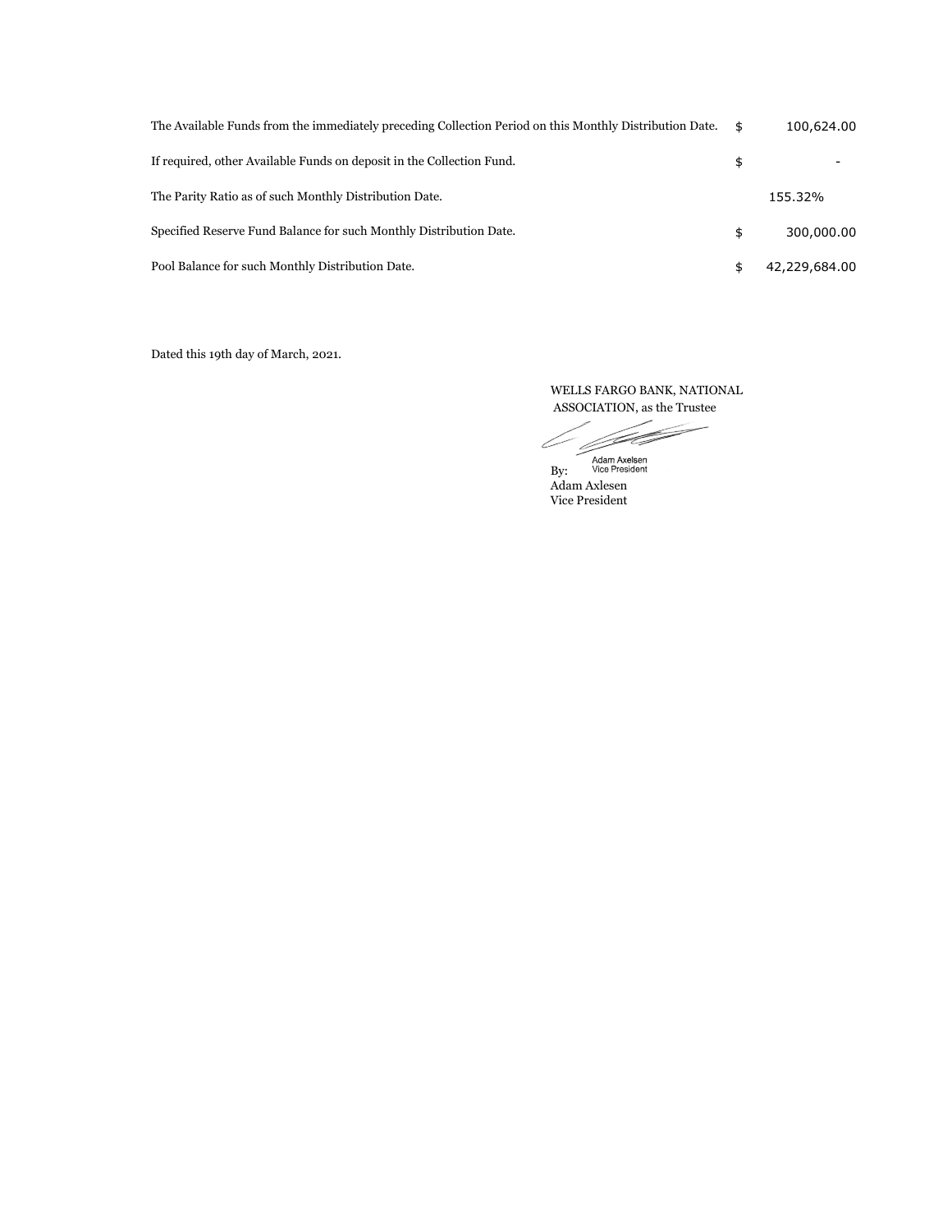| | | |
|---|---|---|
| The Available Funds from the immediately preceding Collection Period on this Monthly Distribution Date. | $ | 100,624.00 |
| If required, other Available Funds on deposit in the Collection Fund. | $ | - |
| The Parity Ratio as of such Monthly Distribution Date. | | 155.32% |
| Specified Reserve Fund Balance for such Monthly Distribution Date. | $ | 300,000.00 |
| Pool Balance for such Monthly Distribution Date. | $ | 42,229,684.00 |

Dated this 19th day of March, 2021.

WELLS FARGO BANK, NATIONAL ASSOCIATION, as the Trustee

Adam Axelsen
Vice President

By:
Adam Axlesen
Vice President